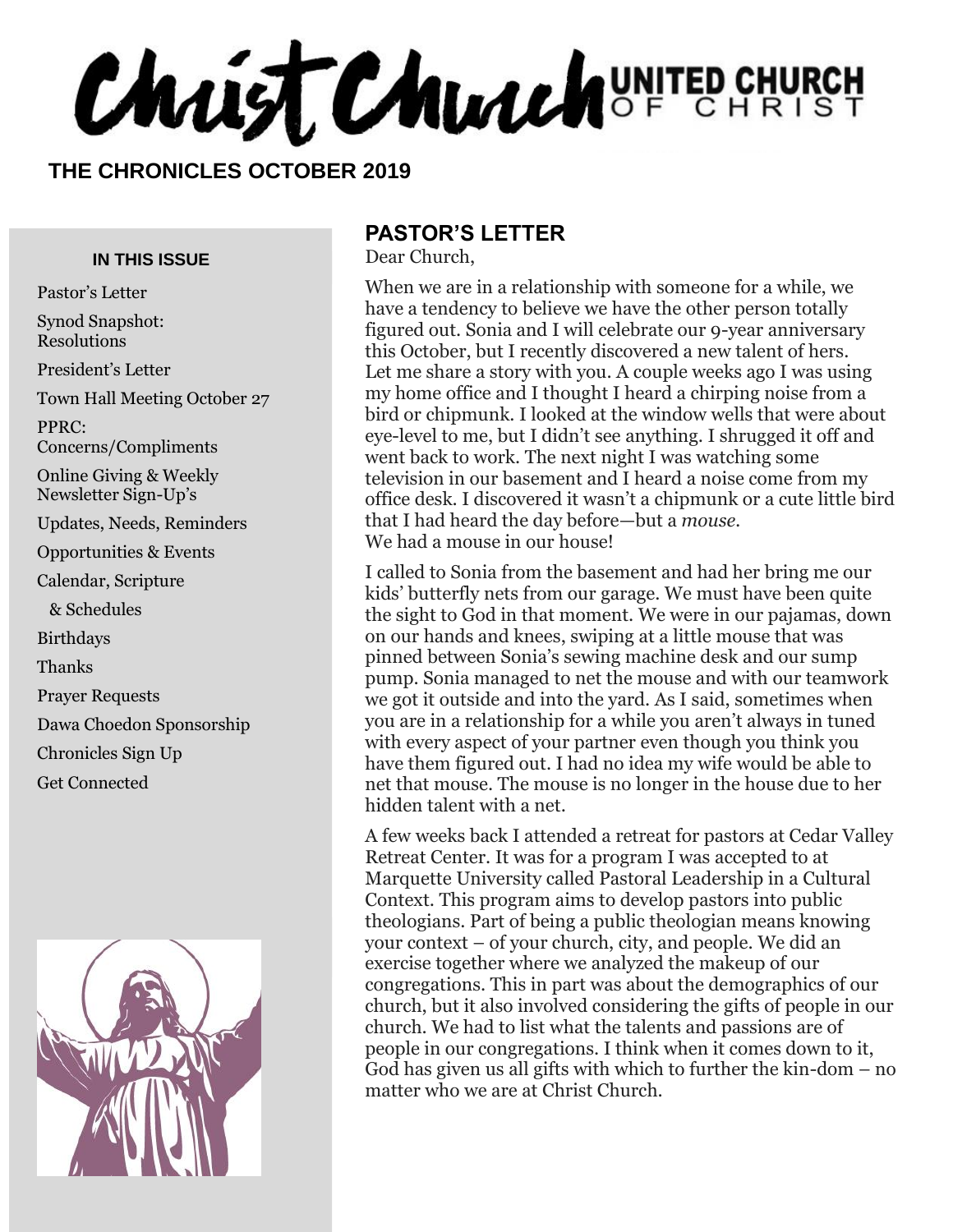# Christ Church UNITED CHURCH OF CHRIST

**THE CHRONICLES OCTOBER 2019**

**IN THIS ISSUE**

- Pastor's Letter
- Synod Snapshot: Resolutions
- President's Letter
- Town Hall Meeting October 27
- PPRC: Concerns/Compliments
- Online Giving & Weekly Newsletter Sign-Up's
- Updates, Needs, Reminders
- Opportunities & Events
- Calendar, Scripture & Schedules
- Birthdays
- Thanks
- Prayer Requests
- Dawa Choedon Sponsorship
- Chronicles Sign Up
- Get Connected

## PASTOR'S LETTER

Dear Church,

When we are in a relationship with someone for a while, we have a tendency to believe we have the other person totally figured out. Sonia and I will celebrate our 9-year anniversary this October, but I recently discovered a new talent of hers. Let me share a story with you. A couple weeks ago I was using my home office and I thought I heard a chirping noise from a bird or chipmunk. I looked at the window wells that were about eye-level to me, but I didn't see anything. I shrugged it off and went back to work. The next night I was watching some television in our basement and I heard a noise come from my office desk. I discovered it wasn't a chipmunk or a cute little bird that I had heard the day before—but a *mouse*. We had a mouse in our house!

I called to Sonia from the basement and had her bring me our kids' butterfly nets from our garage. We must have been quite the sight to God in that moment. We were in our pajamas, down on our hands and knees, swiping at a little mouse that was pinned between Sonia's sewing machine desk and our sump pump. Sonia managed to net the mouse and with our teamwork we got it outside and into the yard. As I said, sometimes when you are in a relationship for a while you aren't always in tuned with every aspect of your partner even though you think you have them figured out. I had no idea my wife would be able to net that mouse. The mouse is no longer in the house due to her hidden talent with a net.

A few weeks back I attended a retreat for pastors at Cedar Valley Retreat Center. It was for a program I was accepted to at Marquette University called Pastoral Leadership in a Cultural Context. This program aims to develop pastors into public theologians. Part of being a public theologian means knowing your context – of your church, city, and people. We did an exercise together where we analyzed the makeup of our congregations. This in part was about the demographics of our church, but it also involved considering the gifts of people in our church. We had to list what the talents and passions are of people in our congregations. I think when it comes down to it, God has given us all gifts with which to further the kin-dom – no matter who we are at Christ Church.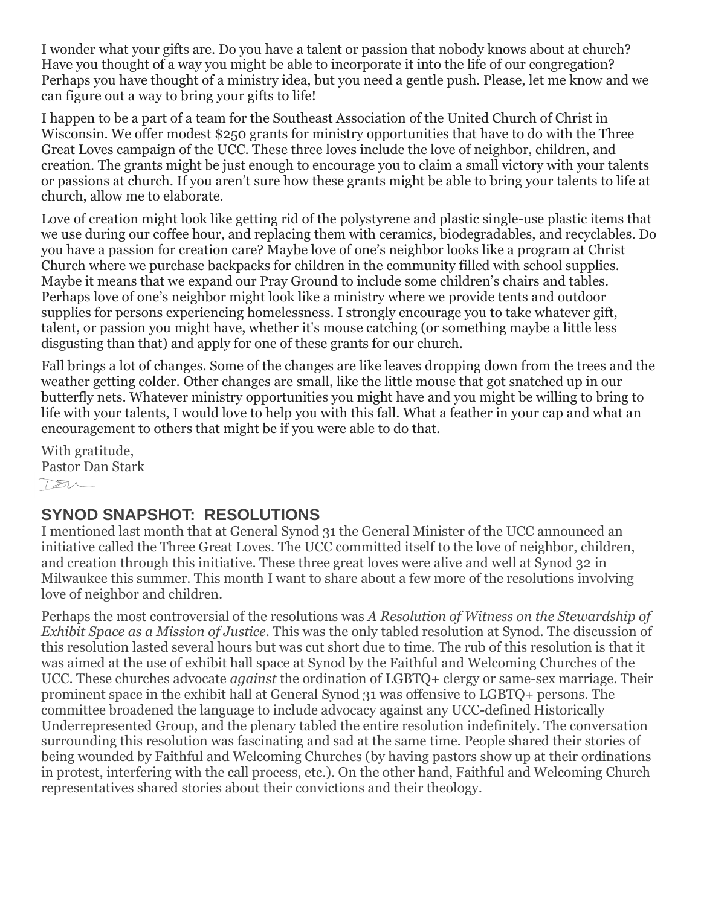I wonder what your gifts are. Do you have a talent or passion that nobody knows about at church? Have you thought of a way you might be able to incorporate it into the life of our congregation? Perhaps you have thought of a ministry idea, but you need a gentle push. Please, let me know and we can figure out a way to bring your gifts to life!

I happen to be a part of a team for the Southeast Association of the United Church of Christ in Wisconsin. We offer modest $250 grants for ministry opportunities that have to do with the Three Great Loves campaign of the UCC. These three loves include the love of neighbor, children, and creation. The grants might be just enough to encourage you to claim a small victory with your talents or passions at church. If you aren't sure how these grants might be able to bring your talents to life at church, allow me to elaborate.

Love of creation might look like getting rid of the polystyrene and plastic single-use plastic items that we use during our coffee hour, and replacing them with ceramics, biodegradables, and recyclables. Do you have a passion for creation care? Maybe love of one's neighbor looks like a program at Christ Church where we purchase backpacks for children in the community filled with school supplies. Maybe it means that we expand our Pray Ground to include some children's chairs and tables. Perhaps love of one's neighbor might look like a ministry where we provide tents and outdoor supplies for persons experiencing homelessness. I strongly encourage you to take whatever gift, talent, or passion you might have, whether it's mouse catching (or something maybe a little less disgusting than that) and apply for one of these grants for our church.

Fall brings a lot of changes. Some of the changes are like leaves dropping down from the trees and the weather getting colder. Other changes are small, like the little mouse that got snatched up in our butterfly nets. Whatever ministry opportunities you might have and you might be willing to bring to life with your talents, I would love to help you with this fall. What a feather in your cap and what an encouragement to others that might be if you were able to do that.

With gratitude,
Pastor Dan Stark

## SYNOD SNAPSHOT: RESOLUTIONS

I mentioned last month that at General Synod 31 the General Minister of the UCC announced an initiative called the Three Great Loves. The UCC committed itself to the love of neighbor, children, and creation through this initiative. These three great loves were alive and well at Synod 32 in Milwaukee this summer. This month I want to share about a few more of the resolutions involving love of neighbor and children.

Perhaps the most controversial of the resolutions was *A Resolution of Witness on the Stewardship of Exhibit Space as a Mission of Justice*. This was the only tabled resolution at Synod. The discussion of this resolution lasted several hours but was cut short due to time. The rub of this resolution is that it was aimed at the use of exhibit hall space at Synod by the Faithful and Welcoming Churches of the UCC. These churches advocate *against* the ordination of LGBTQ+ clergy or same-sex marriage. Their prominent space in the exhibit hall at General Synod 31 was offensive to LGBTQ+ persons. The committee broadened the language to include advocacy against any UCC-defined Historically Underrepresented Group, and the plenary tabled the entire resolution indefinitely. The conversation surrounding this resolution was fascinating and sad at the same time. People shared their stories of being wounded by Faithful and Welcoming Churches (by having pastors show up at their ordinations in protest, interfering with the call process, etc.). On the other hand, Faithful and Welcoming Church representatives shared stories about their convictions and their theology.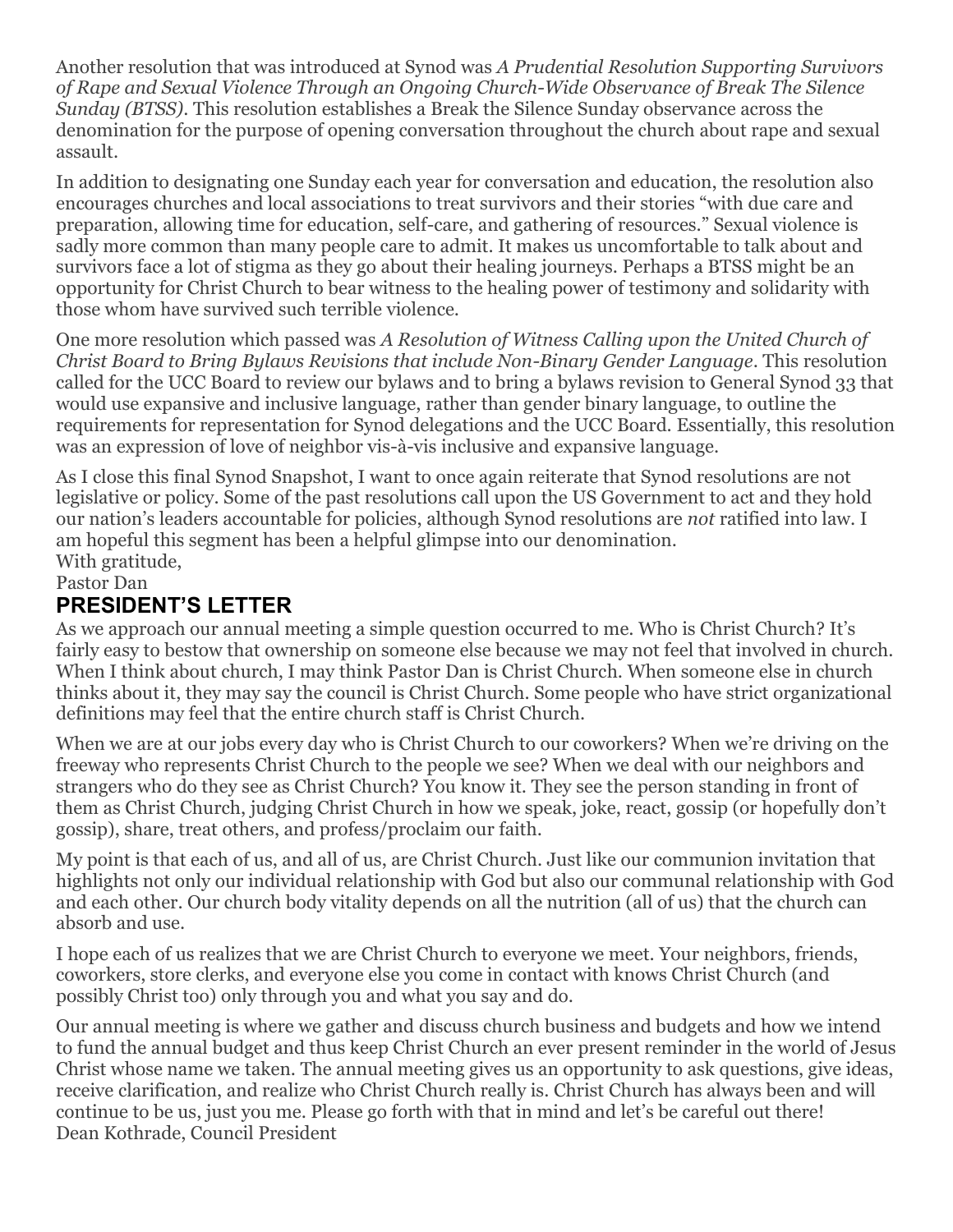Another resolution that was introduced at Synod was *A Prudential Resolution Supporting Survivors of Rape and Sexual Violence Through an Ongoing Church-Wide Observance of Break The Silence Sunday (BTSS)*. This resolution establishes a Break the Silence Sunday observance across the denomination for the purpose of opening conversation throughout the church about rape and sexual assault.

In addition to designating one Sunday each year for conversation and education, the resolution also encourages churches and local associations to treat survivors and their stories "with due care and preparation, allowing time for education, self-care, and gathering of resources." Sexual violence is sadly more common than many people care to admit. It makes us uncomfortable to talk about and survivors face a lot of stigma as they go about their healing journeys. Perhaps a BTSS might be an opportunity for Christ Church to bear witness to the healing power of testimony and solidarity with those whom have survived such terrible violence.

One more resolution which passed was *A Resolution of Witness Calling upon the United Church of Christ Board to Bring Bylaws Revisions that include Non-Binary Gender Language*. This resolution called for the UCC Board to review our bylaws and to bring a bylaws revision to General Synod 33 that would use expansive and inclusive language, rather than gender binary language, to outline the requirements for representation for Synod delegations and the UCC Board. Essentially, this resolution was an expression of love of neighbor vis-à-vis inclusive and expansive language.

As I close this final Synod Snapshot, I want to once again reiterate that Synod resolutions are not legislative or policy. Some of the past resolutions call upon the US Government to act and they hold our nation's leaders accountable for policies, although Synod resolutions are *not* ratified into law. I am hopeful this segment has been a helpful glimpse into our denomination.

With gratitude,
Pastor Dan

## PRESIDENT'S LETTER

As we approach our annual meeting a simple question occurred to me. Who is Christ Church? It's fairly easy to bestow that ownership on someone else because we may not feel that involved in church. When I think about church, I may think Pastor Dan is Christ Church. When someone else in church thinks about it, they may say the council is Christ Church. Some people who have strict organizational definitions may feel that the entire church staff is Christ Church.

When we are at our jobs every day who is Christ Church to our coworkers? When we're driving on the freeway who represents Christ Church to the people we see? When we deal with our neighbors and strangers who do they see as Christ Church? You know it. They see the person standing in front of them as Christ Church, judging Christ Church in how we speak, joke, react, gossip (or hopefully don't gossip), share, treat others, and profess/proclaim our faith.

My point is that each of us, and all of us, are Christ Church. Just like our communion invitation that highlights not only our individual relationship with God but also our communal relationship with God and each other. Our church body vitality depends on all the nutrition (all of us) that the church can absorb and use.

I hope each of us realizes that we are Christ Church to everyone we meet. Your neighbors, friends, coworkers, store clerks, and everyone else you come in contact with knows Christ Church (and possibly Christ too) only through you and what you say and do.

Our annual meeting is where we gather and discuss church business and budgets and how we intend to fund the annual budget and thus keep Christ Church an ever present reminder in the world of Jesus Christ whose name we taken. The annual meeting gives us an opportunity to ask questions, give ideas, receive clarification, and realize who Christ Church really is. Christ Church has always been and will continue to be us, just you me. Please go forth with that in mind and let's be careful out there!
Dean Kothrade, Council President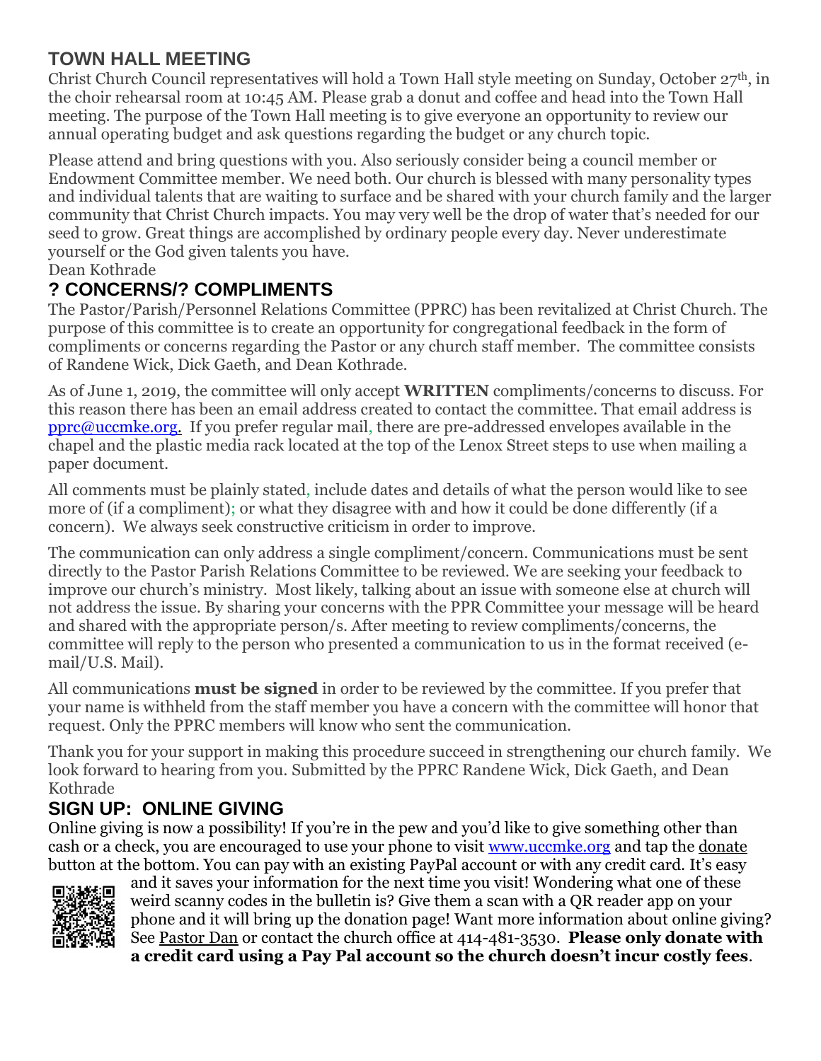## TOWN HALL MEETING

Christ Church Council representatives will hold a Town Hall style meeting on Sunday, October 27th, in the choir rehearsal room at 10:45 AM. Please grab a donut and coffee and head into the Town Hall meeting. The purpose of the Town Hall meeting is to give everyone an opportunity to review our annual operating budget and ask questions regarding the budget or any church topic.

Please attend and bring questions with you. Also seriously consider being a council member or Endowment Committee member. We need both. Our church is blessed with many personality types and individual talents that are waiting to surface and be shared with your church family and the larger community that Christ Church impacts. You may very well be the drop of water that's needed for our seed to grow. Great things are accomplished by ordinary people every day. Never underestimate yourself or the God given talents you have.
Dean Kothrade

## ? CONCERNS/? COMPLIMENTS

The Pastor/Parish/Personnel Relations Committee (PPRC) has been revitalized at Christ Church. The purpose of this committee is to create an opportunity for congregational feedback in the form of compliments or concerns regarding the Pastor or any church staff member. The committee consists of Randene Wick, Dick Gaeth, and Dean Kothrade.

As of June 1, 2019, the committee will only accept **WRITTEN** compliments/concerns to discuss. For this reason there has been an email address created to contact the committee. That email address is pprc@uccmke.org. If you prefer regular mail, there are pre-addressed envelopes available in the chapel and the plastic media rack located at the top of the Lenox Street steps to use when mailing a paper document.

All comments must be plainly stated, include dates and details of what the person would like to see more of (if a compliment); or what they disagree with and how it could be done differently (if a concern). We always seek constructive criticism in order to improve.

The communication can only address a single compliment/concern. Communications must be sent directly to the Pastor Parish Relations Committee to be reviewed. We are seeking your feedback to improve our church's ministry. Most likely, talking about an issue with someone else at church will not address the issue. By sharing your concerns with the PPR Committee your message will be heard and shared with the appropriate person/s. After meeting to review compliments/concerns, the committee will reply to the person who presented a communication to us in the format received (e-mail/U.S. Mail).

All communications **must be signed** in order to be reviewed by the committee. If you prefer that your name is withheld from the staff member you have a concern with the committee will honor that request. Only the PPRC members will know who sent the communication.

Thank you for your support in making this procedure succeed in strengthening our church family. We look forward to hearing from you. Submitted by the PPRC Randene Wick, Dick Gaeth, and Dean Kothrade

## SIGN UP: ONLINE GIVING

Online giving is now a possibility! If you're in the pew and you'd like to give something other than cash or a check, you are encouraged to use your phone to visit www.uccmke.org and tap the donate button at the bottom. You can pay with an existing PayPal account or with any credit card. It's easy and it saves your information for the next time you visit! Wondering what one of these weird scanny codes in the bulletin is? Give them a scan with a QR reader app on your phone and it will bring up the donation page! Want more information about online giving? See Pastor Dan or contact the church office at 414-481-3530. **Please only donate with a credit card using a Pay Pal account so the church doesn't incur costly fees**.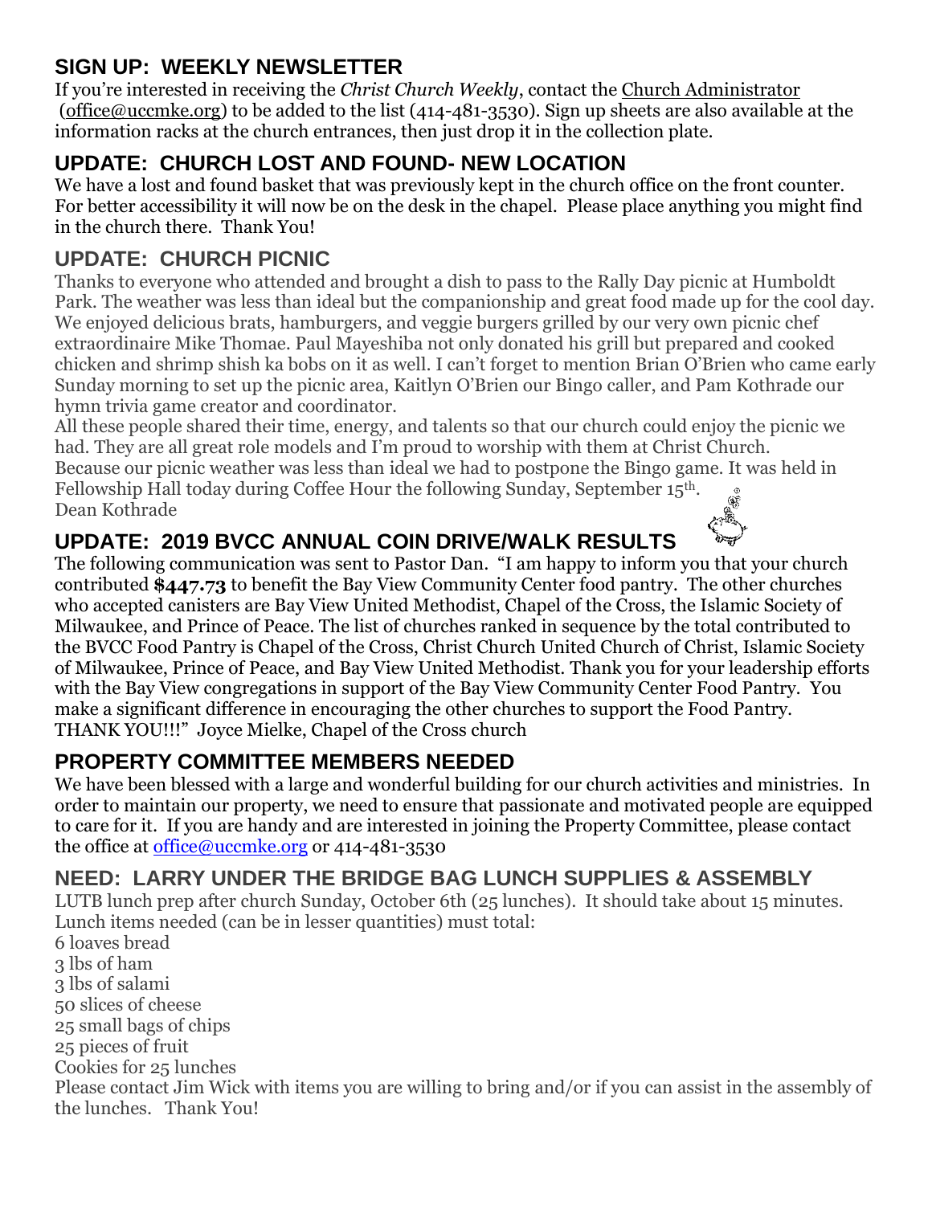## SIGN UP: WEEKLY NEWSLETTER

If you're interested in receiving the *Christ Church Weekly*, contact the Church Administrator (office@uccmke.org) to be added to the list (414-481-3530). Sign up sheets are also available at the information racks at the church entrances, then just drop it in the collection plate.

## UPDATE: CHURCH LOST AND FOUND- NEW LOCATION

We have a lost and found basket that was previously kept in the church office on the front counter. For better accessibility it will now be on the desk in the chapel. Please place anything you might find in the church there. Thank You!

## UPDATE: CHURCH PICNIC

Thanks to everyone who attended and brought a dish to pass to the Rally Day picnic at Humboldt Park. The weather was less than ideal but the companionship and great food made up for the cool day. We enjoyed delicious brats, hamburgers, and veggie burgers grilled by our very own picnic chef extraordinaire Mike Thomae. Paul Mayeshiba not only donated his grill but prepared and cooked chicken and shrimp shish ka bobs on it as well. I can't forget to mention Brian O'Brien who came early Sunday morning to set up the picnic area, Kaitlyn O'Brien our Bingo caller, and Pam Kothrade our hymn trivia game creator and coordinator.

All these people shared their time, energy, and talents so that our church could enjoy the picnic we had. They are all great role models and I'm proud to worship with them at Christ Church.

Because our picnic weather was less than ideal we had to postpone the Bingo game. It was held in Fellowship Hall today during Coffee Hour the following Sunday, September 15th.

Dean Kothrade

## UPDATE: 2019 BVCC ANNUAL COIN DRIVE/WALK RESULTS

The following communication was sent to Pastor Dan. "I am happy to inform you that your church contributed **$447.73** to benefit the Bay View Community Center food pantry. The other churches who accepted canisters are Bay View United Methodist, Chapel of the Cross, the Islamic Society of Milwaukee, and Prince of Peace. The list of churches ranked in sequence by the total contributed to the BVCC Food Pantry is Chapel of the Cross, Christ Church United Church of Christ, Islamic Society of Milwaukee, Prince of Peace, and Bay View United Methodist. Thank you for your leadership efforts with the Bay View congregations in support of the Bay View Community Center Food Pantry. You make a significant difference in encouraging the other churches to support the Food Pantry. THANK YOU!!!" Joyce Mielke, Chapel of the Cross church

## PROPERTY COMMITTEE MEMBERS NEEDED

We have been blessed with a large and wonderful building for our church activities and ministries. In order to maintain our property, we need to ensure that passionate and motivated people are equipped to care for it. If you are handy and are interested in joining the Property Committee, please contact the office at office@uccmke.org or 414-481-3530

## NEED: LARRY UNDER THE BRIDGE BAG LUNCH SUPPLIES & ASSEMBLY

LUTB lunch prep after church Sunday, October 6th (25 lunches). It should take about 15 minutes. Lunch items needed (can be in lesser quantities) must total:

6 loaves bread
3 lbs of ham
3 lbs of salami
50 slices of cheese
25 small bags of chips
25 pieces of fruit
Cookies for 25 lunches

Please contact Jim Wick with items you are willing to bring and/or if you can assist in the assembly of the lunches. Thank You!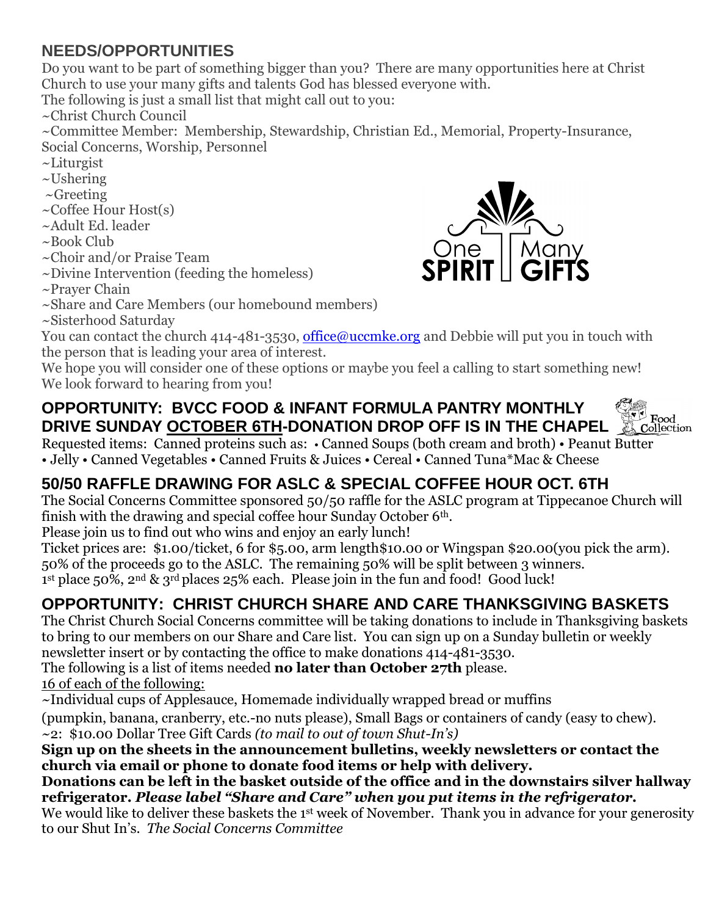## NEEDS/OPPORTUNITIES

Do you want to be part of something bigger than you? There are many opportunities here at Christ Church to use your many gifts and talents God has blessed everyone with.

The following is just a small list that might call out to you:

~Christ Church Council

~Committee Member: Membership, Stewardship, Christian Ed., Memorial, Property-Insurance, Social Concerns, Worship, Personnel

~Liturgist

~Ushering

~Greeting

~Coffee Hour Host(s)

~Adult Ed. leader

~Book Club

~Choir and/or Praise Team

~Divine Intervention (feeding the homeless)

~Prayer Chain

~Share and Care Members (our homebound members)

~Sisterhood Saturday

You can contact the church 414-481-3530, office@uccmke.org and Debbie will put you in touch with the person that is leading your area of interest.

We hope you will consider one of these options or maybe you feel a calling to start something new! We look forward to hearing from you!

## OPPORTUNITY: BVCC FOOD & INFANT FORMULA PANTRY MONTHLY DRIVE SUNDAY OCTOBER 6TH-DONATION DROP OFF IS IN THE CHAPEL

Requested items: Canned proteins such as: • Canned Soups (both cream and broth) • Peanut Butter • Jelly • Canned Vegetables • Canned Fruits & Juices • Cereal • Canned Tuna*Mac & Cheese

## 50/50 RAFFLE DRAWING FOR ASLC & SPECIAL COFFEE HOUR OCT. 6TH

The Social Concerns Committee sponsored 50/50 raffle for the ASLC program at Tippecanoe Church will finish with the drawing and special coffee hour Sunday October 6th.

Please join us to find out who wins and enjoy an early lunch!

Ticket prices are: $1.00/ticket, 6 for $5.00, arm length$10.00 or Wingspan $20.00(you pick the arm). 50% of the proceeds go to the ASLC. The remaining 50% will be split between 3 winners. 1st place 50%, 2nd & 3rd places 25% each. Please join in the fun and food! Good luck!

## OPPORTUNITY: CHRIST CHURCH SHARE AND CARE THANKSGIVING BASKETS

The Christ Church Social Concerns committee will be taking donations to include in Thanksgiving baskets to bring to our members on our Share and Care list. You can sign up on a Sunday bulletin or weekly newsletter insert or by contacting the office to make donations 414-481-3530.

The following is a list of items needed **no later than October 27th** please.

16 of each of the following:

~Individual cups of Applesauce, Homemade individually wrapped bread or muffins (pumpkin, banana, cranberry, etc.-no nuts please), Small Bags or containers of candy (easy to chew).

~2: $10.00 Dollar Tree Gift Cards *(to mail to out of town Shut-In's)*

**Sign up on the sheets in the announcement bulletins, weekly newsletters or contact the church via email or phone to donate food items or help with delivery.**

**Donations can be left in the basket outside of the office and in the downstairs silver hallway refrigerator. *Please label "Share and Care" when you put items in the refrigerator.***

We would like to deliver these baskets the 1st week of November. Thank you in advance for your generosity to our Shut In's. *The Social Concerns Committee*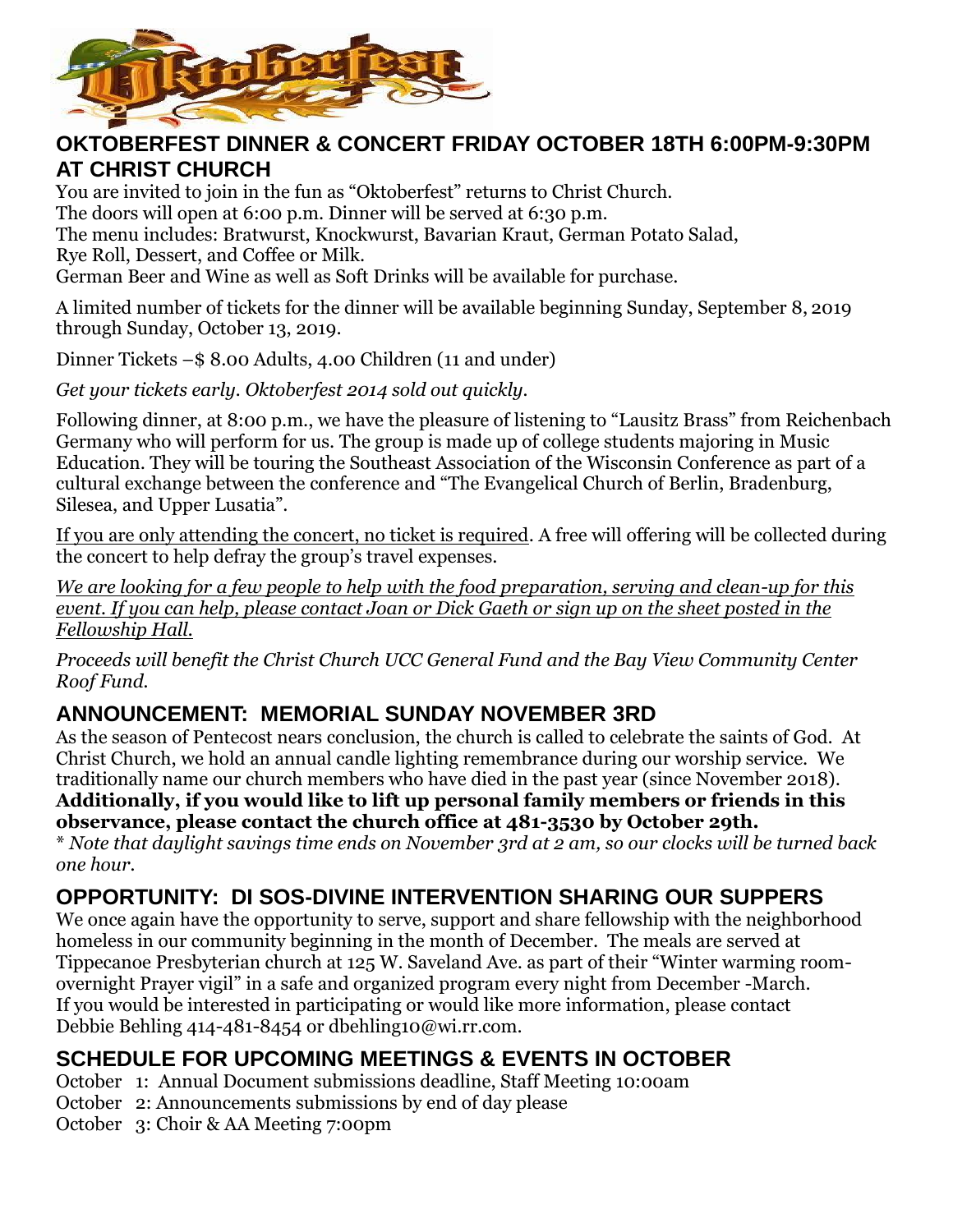## OKTOBERFEST DINNER & CONCERT FRIDAY OCTOBER 18TH 6:00PM-9:30PM AT CHRIST CHURCH

You are invited to join in the fun as "Oktoberfest" returns to Christ Church.
The doors will open at 6:00 p.m. Dinner will be served at 6:30 p.m.
The menu includes: Bratwurst, Knockwurst, Bavarian Kraut, German Potato Salad, Rye Roll, Dessert, and Coffee or Milk.
German Beer and Wine as well as Soft Drinks will be available for purchase.

A limited number of tickets for the dinner will be available beginning Sunday, September 8, 2019 through Sunday, October 13, 2019.

Dinner Tickets –$ 8.00 Adults, 4.00 Children (11 and under)

*Get your tickets early. Oktoberfest 2014 sold out quickly.*

Following dinner, at 8:00 p.m., we have the pleasure of listening to "Lausitz Brass" from Reichenbach Germany who will perform for us. The group is made up of college students majoring in Music Education. They will be touring the Southeast Association of the Wisconsin Conference as part of a cultural exchange between the conference and "The Evangelical Church of Berlin, Bradenburg, Silesea, and Upper Lusatia".

<u>If you are only attending the concert, no ticket is required</u>. A free will offering will be collected during the concert to help defray the group's travel expenses.

*<u>We are looking for a few people to help with the food preparation, serving and clean-up for this event. If you can help, please contact Joan or Dick Gaeth or sign up on the sheet posted in the Fellowship Hall.</u>*

*Proceeds will benefit the Christ Church UCC General Fund and the Bay View Community Center Roof Fund.*

## ANNOUNCEMENT: MEMORIAL SUNDAY NOVEMBER 3RD

As the season of Pentecost nears conclusion, the church is called to celebrate the saints of God. At Christ Church, we hold an annual candle lighting remembrance during our worship service. We traditionally name our church members who have died in the past year (since November 2018). **Additionally, if you would like to lift up personal family members or friends in this observance, please contact the church office at 481-3530 by October 29th.**

*\* Note that daylight savings time ends on November 3rd at 2 am, so our clocks will be turned back one hour.*

## OPPORTUNITY: DI SOS-DIVINE INTERVENTION SHARING OUR SUPPERS

We once again have the opportunity to serve, support and share fellowship with the neighborhood homeless in our community beginning in the month of December. The meals are served at Tippecanoe Presbyterian church at 125 W. Saveland Ave. as part of their "Winter warming room-overnight Prayer vigil" in a safe and organized program every night from December -March. If you would be interested in participating or would like more information, please contact Debbie Behling 414-481-8454 or dbehling10@wi.rr.com.

## SCHEDULE FOR UPCOMING MEETINGS & EVENTS IN OCTOBER

October 1: Annual Document submissions deadline, Staff Meeting 10:00am
October 2: Announcements submissions by end of day please
October 3: Choir & AA Meeting 7:00pm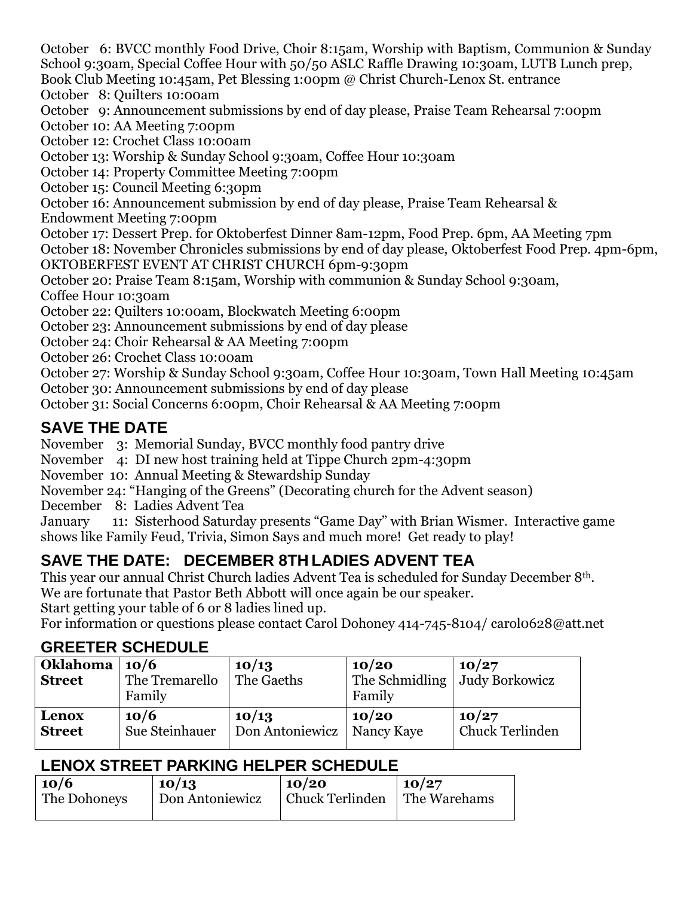October 6: BVCC monthly Food Drive, Choir 8:15am, Worship with Baptism, Communion & Sunday School 9:30am, Special Coffee Hour with 50/50 ASLC Raffle Drawing 10:30am, LUTB Lunch prep, Book Club Meeting 10:45am, Pet Blessing 1:00pm @ Christ Church-Lenox St. entrance
October 8: Quilters 10:00am
October 9: Announcement submissions by end of day please, Praise Team Rehearsal 7:00pm
October 10: AA Meeting 7:00pm
October 12: Crochet Class 10:00am
October 13: Worship & Sunday School 9:30am, Coffee Hour 10:30am
October 14: Property Committee Meeting 7:00pm
October 15: Council Meeting 6:30pm
October 16: Announcement submission by end of day please, Praise Team Rehearsal & Endowment Meeting 7:00pm
October 17: Dessert Prep. for Oktoberfest Dinner 8am-12pm, Food Prep. 6pm, AA Meeting 7pm
October 18: November Chronicles submissions by end of day please, Oktoberfest Food Prep. 4pm-6pm, OKTOBERFEST EVENT AT CHRIST CHURCH 6pm-9:30pm
October 20: Praise Team 8:15am, Worship with communion & Sunday School 9:30am, Coffee Hour 10:30am
October 22: Quilters 10:00am, Blockwatch Meeting 6:00pm
October 23: Announcement submissions by end of day please
October 24: Choir Rehearsal & AA Meeting 7:00pm
October 26: Crochet Class 10:00am
October 27: Worship & Sunday School 9:30am, Coffee Hour 10:30am, Town Hall Meeting 10:45am
October 30: Announcement submissions by end of day please
October 31: Social Concerns 6:00pm, Choir Rehearsal & AA Meeting 7:00pm

## SAVE THE DATE

November 3: Memorial Sunday, BVCC monthly food pantry drive
November 4: DI new host training held at Tippe Church 2pm-4:30pm
November 10: Annual Meeting & Stewardship Sunday
November 24: "Hanging of the Greens" (Decorating church for the Advent season)
December 8: Ladies Advent Tea
January 11: Sisterhood Saturday presents "Game Day" with Brian Wismer. Interactive game shows like Family Feud, Trivia, Simon Says and much more! Get ready to play!

## SAVE THE DATE: DECEMBER 8TH LADIES ADVENT TEA

This year our annual Christ Church ladies Advent Tea is scheduled for Sunday December 8th.
We are fortunate that Pastor Beth Abbott will once again be our speaker.
Start getting your table of 6 or 8 ladies lined up.
For information or questions please contact Carol Dohoney 414-745-8104/ carol0628@att.net

## GREETER SCHEDULE

| | | | | |
|---|---|---|---|---|
| **Oklahoma Street** | **10/6** The Tremarello Family | **10/13** The Gaeths | **10/20** The Schmidling Family | **10/27** Judy Borkowicz |
| **Lenox Street** | **10/6** Sue Steinhauer | **10/13** Don Antoniewicz | **10/20** Nancy Kaye | **10/27** Chuck Terlinden |

## LENOX STREET PARKING HELPER SCHEDULE

| 10/6 | 10/13 | 10/20 | 10/27 |
|---|---|---|---|
| The Dohoneys | Don Antoniewicz | Chuck Terlinden | The Warehams |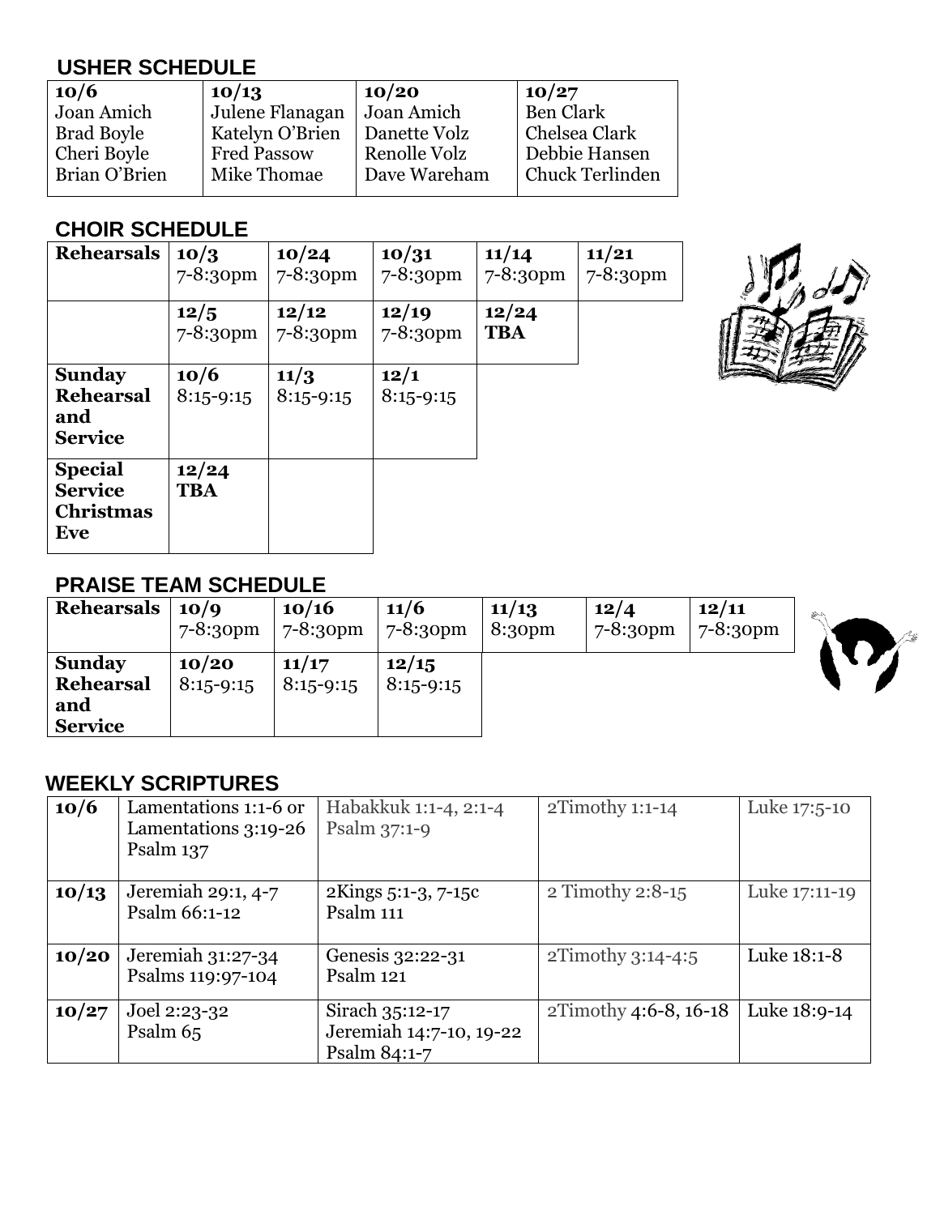## USHER SCHEDULE

| 10/6 | 10/13 | 10/20 | 10/27 |
|---|---|---|---|
| Joan Amich | Julene Flanagan | Joan Amich | Ben Clark |
| Brad Boyle | Katelyn O'Brien | Danette Volz | Chelsea Clark |
| Cheri Boyle | Fred Passow | Renolle Volz | Debbie Hansen |
| Brian O'Brien | Mike Thomae | Dave Wareham | Chuck Terlinden |

## CHOIR SCHEDULE

| | | | | | |
|---|---|---|---|---|---|
| **Rehearsals** | **10/3** 7-8:30pm | **10/24** 7-8:30pm | **10/31** 7-8:30pm | **11/14** 7-8:30pm | **11/21** 7-8:30pm |
| | **12/5** 7-8:30pm | **12/12** 7-8:30pm | **12/19** 7-8:30pm | **12/24** **TBA** | |
| **Sunday Rehearsal and Service** | **10/6** 8:15-9:15 | **11/3** 8:15-9:15 | **12/1** 8:15-9:15 | | |
| **Special Service Christmas Eve** | **12/24** **TBA** | | | | |

## PRAISE TEAM SCHEDULE

| | | | | | | |
|---|---|---|---|---|---|---|
| **Rehearsals** | **10/9** 7-8:30pm | **10/16** 7-8:30pm | **11/6** 7-8:30pm | **11/13** 8:30pm | **12/4** 7-8:30pm | **12/11** 7-8:30pm |
| **Sunday Rehearsal and Service** | **10/20** 8:15-9:15 | **11/17** 8:15-9:15 | **12/15** 8:15-9:15 | | | |

## WEEKLY SCRIPTURES

| | | | | |
|---|---|---|---|---|
| **10/6** | Lamentations 1:1-6 or Lamentations 3:19-26 Psalm 137 | Habakkuk 1:1-4, 2:1-4 Psalm 37:1-9 | 2Timothy 1:1-14 | Luke 17:5-10 |
| **10/13** | Jeremiah 29:1, 4-7 Psalm 66:1-12 | 2Kings 5:1-3, 7-15c Psalm 111 | 2 Timothy 2:8-15 | Luke 17:11-19 |
| **10/20** | Jeremiah 31:27-34 Psalms 119:97-104 | Genesis 32:22-31 Psalm 121 | 2Timothy 3:14-4:5 | Luke 18:1-8 |
| **10/27** | Joel 2:23-32 Psalm 65 | Sirach 35:12-17 Jeremiah 14:7-10, 19-22 Psalm 84:1-7 | 2Timothy 4:6-8, 16-18 | Luke 18:9-14 |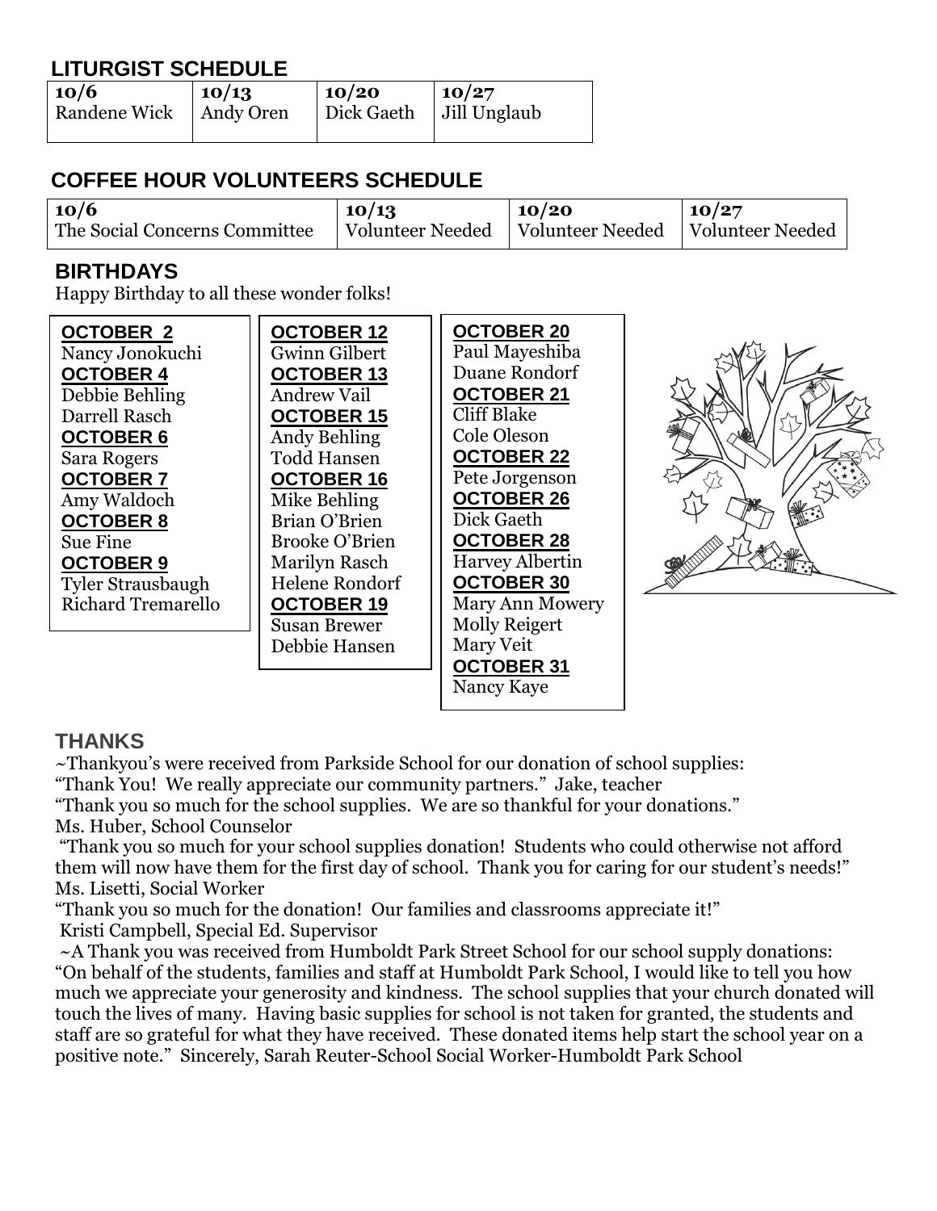## LITURGIST SCHEDULE

| 10/6 | 10/13 | 10/20 | 10/27 |
|---|---|---|---|
| Randene Wick | Andy Oren | Dick Gaeth | Jill Unglaub |

## COFFEE HOUR VOLUNTEERS SCHEDULE

| 10/6 | 10/13 | 10/20 | 10/27 |
|---|---|---|---|
| The Social Concerns Committee | Volunteer Needed | Volunteer Needed | Volunteer Needed |

## BIRTHDAYS

Happy Birthday to all these wonder folks!

**OCTOBER 2**
Nancy Jonokuchi

**OCTOBER 4**
Debbie Behling
Darrell Rasch

**OCTOBER 6**
Sara Rogers

**OCTOBER 7**
Amy Waldoch

**OCTOBER 8**
Sue Fine

**OCTOBER 9**
Tyler Strausbaugh
Richard Tremarello

**OCTOBER 12**
Gwinn Gilbert

**OCTOBER 13**
Andrew Vail

**OCTOBER 15**
Andy Behling
Todd Hansen

**OCTOBER 16**
Mike Behling
Brian O'Brien
Brooke O'Brien
Marilyn Rasch
Helene Rondorf

**OCTOBER 19**
Susan Brewer
Debbie Hansen

**OCTOBER 20**
Paul Mayeshiba
Duane Rondorf

**OCTOBER 21**
Cliff Blake
Cole Oleson

**OCTOBER 22**
Pete Jorgenson

**OCTOBER 26**
Dick Gaeth

**OCTOBER 28**
Harvey Albertin

**OCTOBER 30**
Mary Ann Mowery
Molly Reigert
Mary Veit

**OCTOBER 31**
Nancy Kaye

## THANKS

~Thankyou's were received from Parkside School for our donation of school supplies:
"Thank You! We really appreciate our community partners." Jake, teacher
"Thank you so much for the school supplies. We are so thankful for your donations."
Ms. Huber, School Counselor
"Thank you so much for your school supplies donation! Students who could otherwise not afford them will now have them for the first day of school. Thank you for caring for our student's needs!"
Ms. Lisetti, Social Worker
"Thank you so much for the donation! Our families and classrooms appreciate it!"
Kristi Campbell, Special Ed. Supervisor
~A Thank you was received from Humboldt Park Street School for our school supply donations:
"On behalf of the students, families and staff at Humboldt Park School, I would like to tell you how much we appreciate your generosity and kindness. The school supplies that your church donated will touch the lives of many. Having basic supplies for school is not taken for granted, the students and staff are so grateful for what they have received. These donated items help start the school year on a positive note." Sincerely, Sarah Reuter-School Social Worker-Humboldt Park School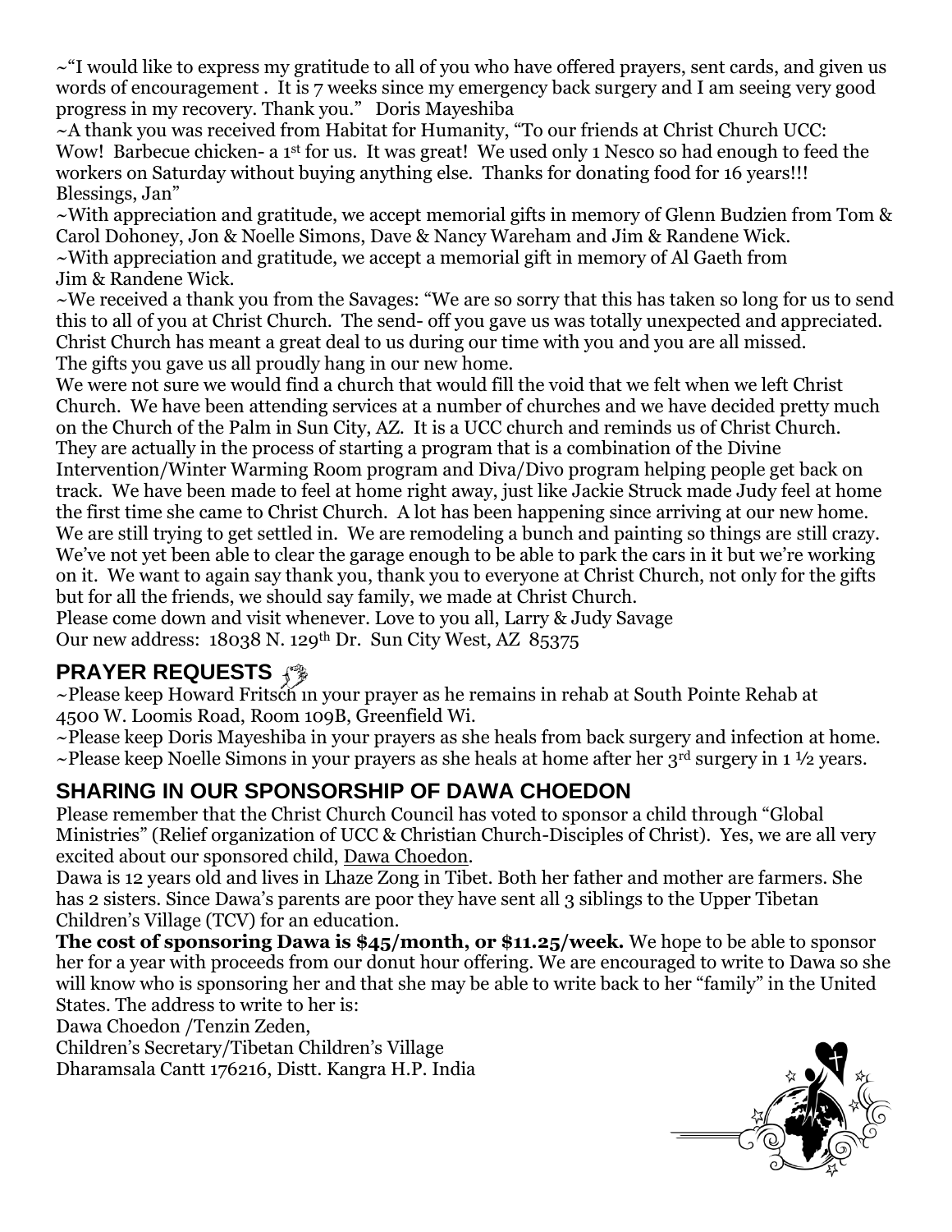~"I would like to express my gratitude to all of you who have offered prayers, sent cards, and given us words of encouragement . It is 7 weeks since my emergency back surgery and I am seeing very good progress in my recovery. Thank you." Doris Mayeshiba

~A thank you was received from Habitat for Humanity, "To our friends at Christ Church UCC: Wow! Barbecue chicken- a 1st for us. It was great! We used only 1 Nesco so had enough to feed the workers on Saturday without buying anything else. Thanks for donating food for 16 years!!! Blessings, Jan"

~With appreciation and gratitude, we accept memorial gifts in memory of Glenn Budzien from Tom & Carol Dohoney, Jon & Noelle Simons, Dave & Nancy Wareham and Jim & Randene Wick.

~With appreciation and gratitude, we accept a memorial gift in memory of Al Gaeth from Jim & Randene Wick.

~We received a thank you from the Savages: "We are so sorry that this has taken so long for us to send this to all of you at Christ Church. The send- off you gave us was totally unexpected and appreciated. Christ Church has meant a great deal to us during our time with you and you are all missed. The gifts you gave us all proudly hang in our new home.

We were not sure we would find a church that would fill the void that we felt when we left Christ Church. We have been attending services at a number of churches and we have decided pretty much on the Church of the Palm in Sun City, AZ. It is a UCC church and reminds us of Christ Church. They are actually in the process of starting a program that is a combination of the Divine Intervention/Winter Warming Room program and Diva/Divo program helping people get back on track. We have been made to feel at home right away, just like Jackie Struck made Judy feel at home the first time she came to Christ Church. A lot has been happening since arriving at our new home. We are still trying to get settled in. We are remodeling a bunch and painting so things are still crazy. We've not yet been able to clear the garage enough to be able to park the cars in it but we're working on it. We want to again say thank you, thank you to everyone at Christ Church, not only for the gifts but for all the friends, we should say family, we made at Christ Church.

Please come down and visit whenever. Love to you all, Larry & Judy Savage

Our new address: 18038 N. 129th Dr. Sun City West, AZ 85375

## PRAYER REQUESTS

~Please keep Howard Fritsch in your prayer as he remains in rehab at South Pointe Rehab at 4500 W. Loomis Road, Room 109B, Greenfield Wi.

~Please keep Doris Mayeshiba in your prayers as she heals from back surgery and infection at home.

~Please keep Noelle Simons in your prayers as she heals at home after her 3rd surgery in 1 ½ years.

## SHARING IN OUR SPONSORSHIP OF DAWA CHOEDON

Please remember that the Christ Church Council has voted to sponsor a child through "Global Ministries" (Relief organization of UCC & Christian Church-Disciples of Christ). Yes, we are all very excited about our sponsored child, Dawa Choedon.

Dawa is 12 years old and lives in Lhaze Zong in Tibet. Both her father and mother are farmers. She has 2 sisters. Since Dawa's parents are poor they have sent all 3 siblings to the Upper Tibetan Children's Village (TCV) for an education.

**The cost of sponsoring Dawa is $45/month, or $11.25/week.** We hope to be able to sponsor her for a year with proceeds from our donut hour offering. We are encouraged to write to Dawa so she will know who is sponsoring her and that she may be able to write back to her "family" in the United States. The address to write to her is:

Dawa Choedon /Tenzin Zeden,
Children's Secretary/Tibetan Children's Village
Dharamsala Cantt 176216, Distt. Kangra H.P. India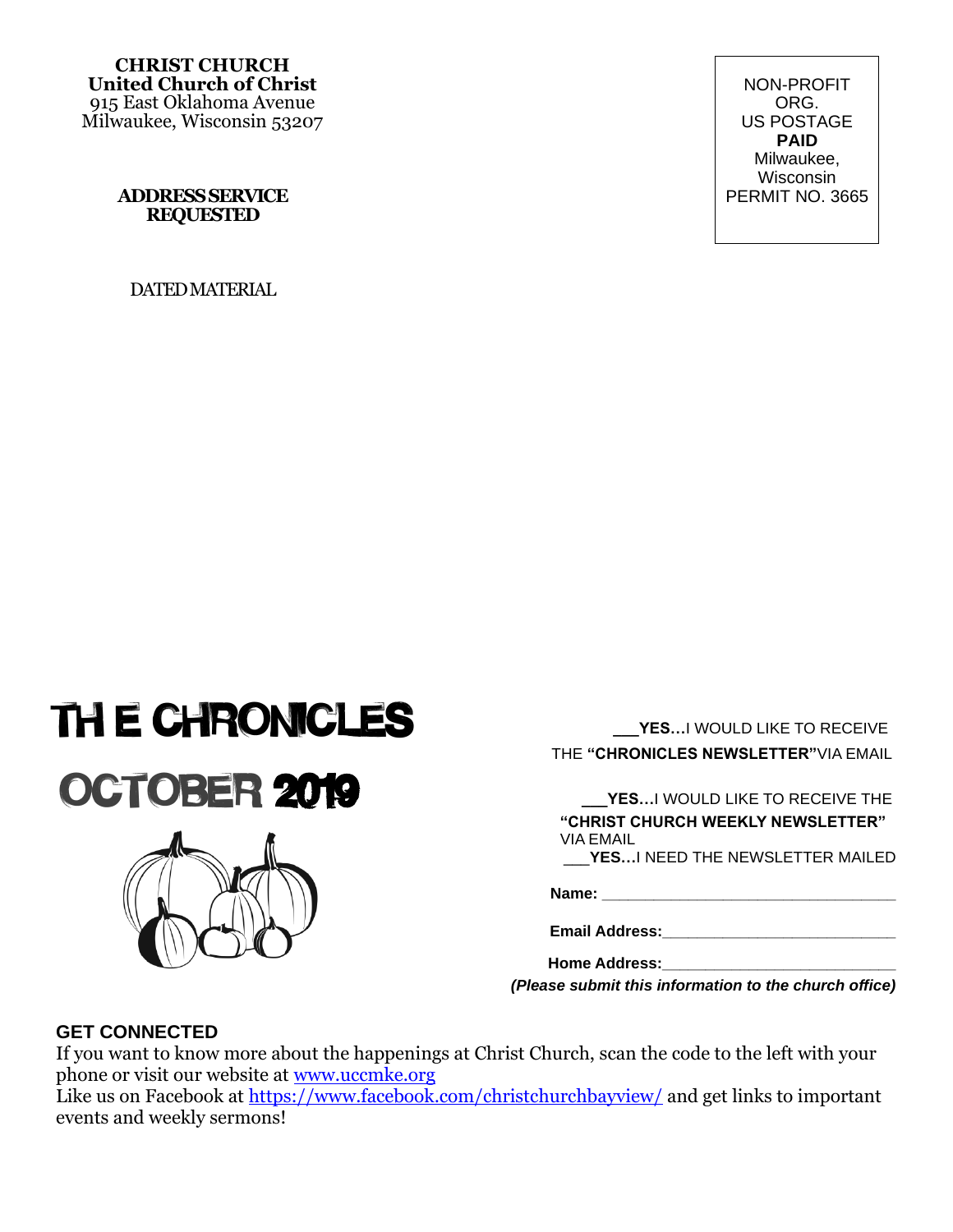**CHRIST CHURCH**
**United Church of Christ**
915 East Oklahoma Avenue
Milwaukee, Wisconsin 53207

**ADDRESS SERVICE REQUESTED**

DATED MATERIAL

NON-PROFIT ORG.
US POSTAGE
**PAID**
Milwaukee, Wisconsin
PERMIT NO. 3665

# THE CHRONICLES

# OCTOBER 2019

___**YES…**I WOULD LIKE TO RECEIVE THE **"CHRONICLES NEWSLETTER"** VIA EMAIL

___**YES…**I WOULD LIKE TO RECEIVE THE **"CHRIST CHURCH WEEKLY NEWSLETTER"** VIA EMAIL

___**YES…**I NEED THE NEWSLETTER MAILED

**Name:** ________________________________

**Email Address:**_________________________

**Home Address:**_________________________

***(Please submit this information to the church office)***

## GET CONNECTED

If you want to know more about the happenings at Christ Church, scan the code to the left with your phone or visit our website at www.uccmke.org

Like us on Facebook at https://www.facebook.com/christchurchbayview/ and get links to important events and weekly sermons!